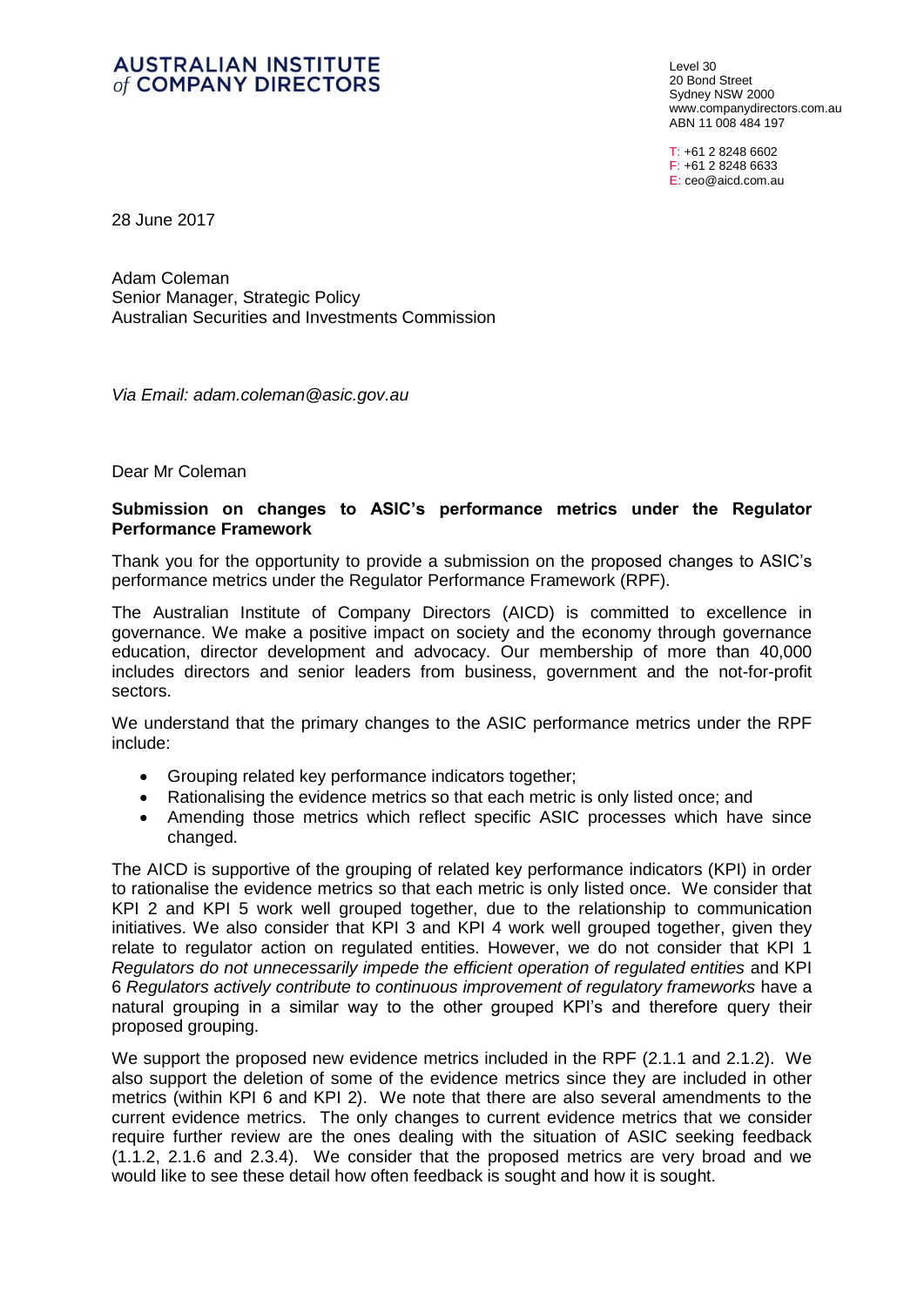**AUSTRALIAN INSTITUTE of COMPANY DIRECTORS**

Level 30
20 Bond Street
Sydney NSW 2000
www.companydirectors.com.au
ABN 11 008 484 197

T: +61 2 8248 6602
F: +61 2 8248 6633
E: ceo@aicd.com.au

28 June 2017

Adam Coleman
Senior Manager, Strategic Policy
Australian Securities and Investments Commission

*Via Email: adam.coleman@asic.gov.au*

Dear Mr Coleman

**Submission on changes to ASIC's performance metrics under the Regulator Performance Framework**

Thank you for the opportunity to provide a submission on the proposed changes to ASIC's performance metrics under the Regulator Performance Framework (RPF).

The Australian Institute of Company Directors (AICD) is committed to excellence in governance. We make a positive impact on society and the economy through governance education, director development and advocacy. Our membership of more than 40,000 includes directors and senior leaders from business, government and the not-for-profit sectors.

We understand that the primary changes to the ASIC performance metrics under the RPF include:

- Grouping related key performance indicators together;
- Rationalising the evidence metrics so that each metric is only listed once; and
- Amending those metrics which reflect specific ASIC processes which have since changed.

The AICD is supportive of the grouping of related key performance indicators (KPI) in order to rationalise the evidence metrics so that each metric is only listed once. We consider that KPI 2 and KPI 5 work well grouped together, due to the relationship to communication initiatives. We also consider that KPI 3 and KPI 4 work well grouped together, given they relate to regulator action on regulated entities. However, we do not consider that KPI 1 *Regulators do not unnecessarily impede the efficient operation of regulated entities* and KPI 6 *Regulators actively contribute to continuous improvement of regulatory frameworks* have a natural grouping in a similar way to the other grouped KPI's and therefore query their proposed grouping.

We support the proposed new evidence metrics included in the RPF (2.1.1 and 2.1.2). We also support the deletion of some of the evidence metrics since they are included in other metrics (within KPI 6 and KPI 2). We note that there are also several amendments to the current evidence metrics. The only changes to current evidence metrics that we consider require further review are the ones dealing with the situation of ASIC seeking feedback (1.1.2, 2.1.6 and 2.3.4). We consider that the proposed metrics are very broad and we would like to see these detail how often feedback is sought and how it is sought.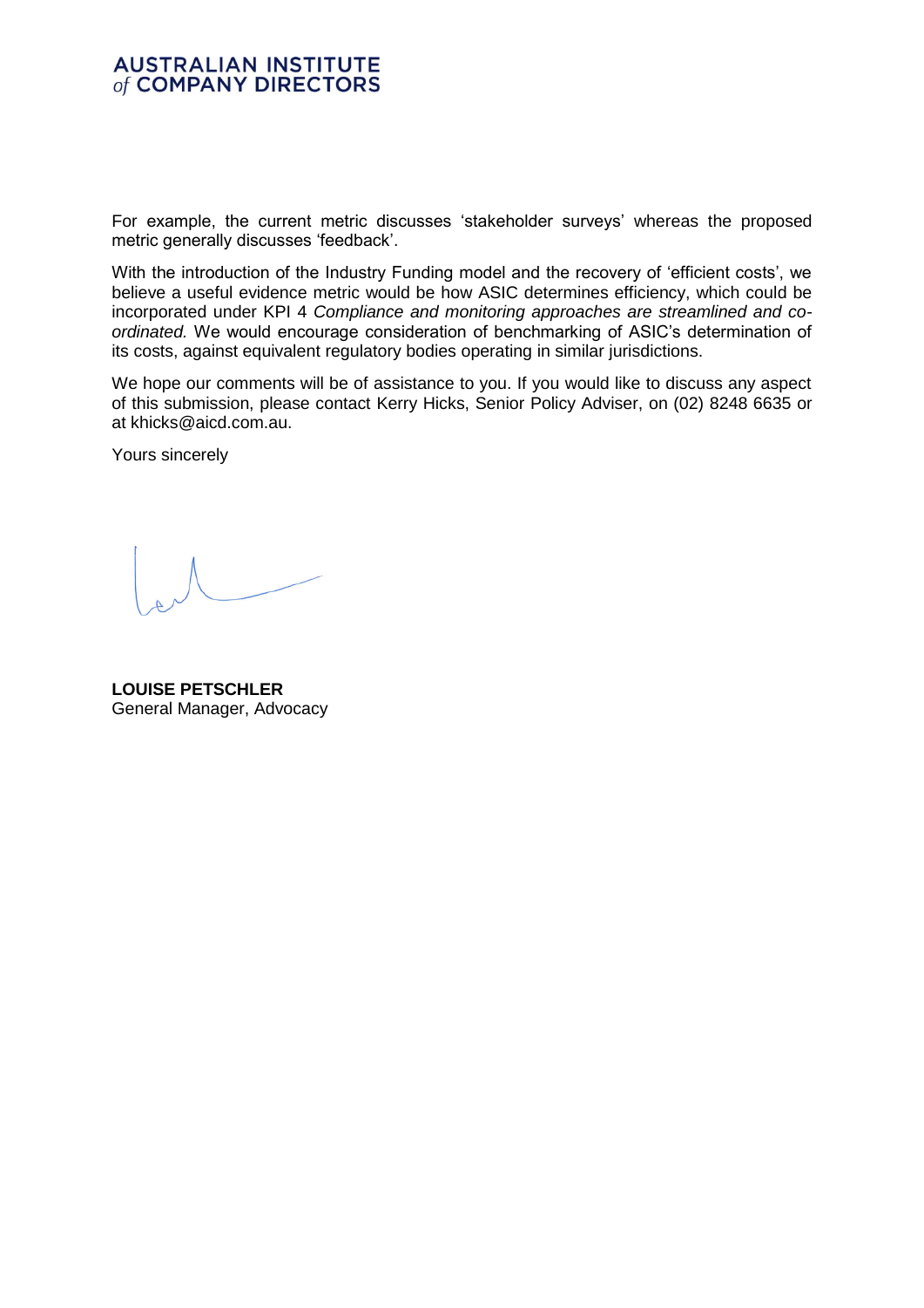For example, the current metric discusses ‘stakeholder surveys’ whereas the proposed metric generally discusses ‘feedback’.

With the introduction of the Industry Funding model and the recovery of ‘efficient costs’, we believe a useful evidence metric would be how ASIC determines efficiency, which could be incorporated under KPI 4 *Compliance and monitoring approaches are streamlined and co-ordinated.* We would encourage consideration of benchmarking of ASIC’s determination of its costs, against equivalent regulatory bodies operating in similar jurisdictions.

We hope our comments will be of assistance to you. If you would like to discuss any aspect of this submission, please contact Kerry Hicks, Senior Policy Adviser, on (02) 8248 6635 or at khicks@aicd.com.au.

Yours sincerely

**LOUISE PETSCHLER**
General Manager, Advocacy